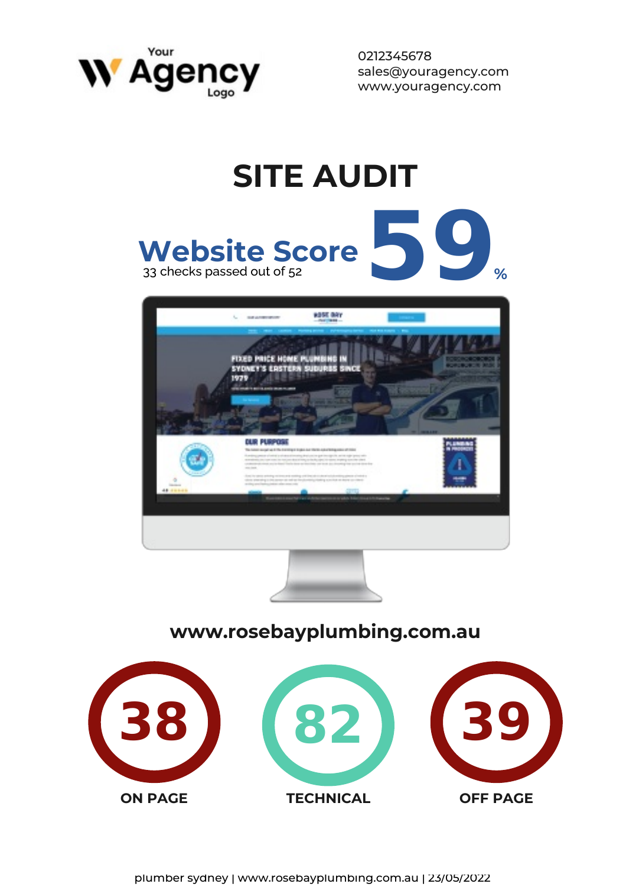Your Agency Logo

0212345678
sales@youragency.com
www.youragency.com

# SITE AUDIT

## Website Score 59%

33 checks passed out of 52

**www.rosebayplumbing.com.au**

| 38 | 82 | 39 |
|---|---|---|
| ON PAGE | TECHNICAL | OFF PAGE |

plumber sydney | www.rosebayplumbing.com.au | 23/05/2022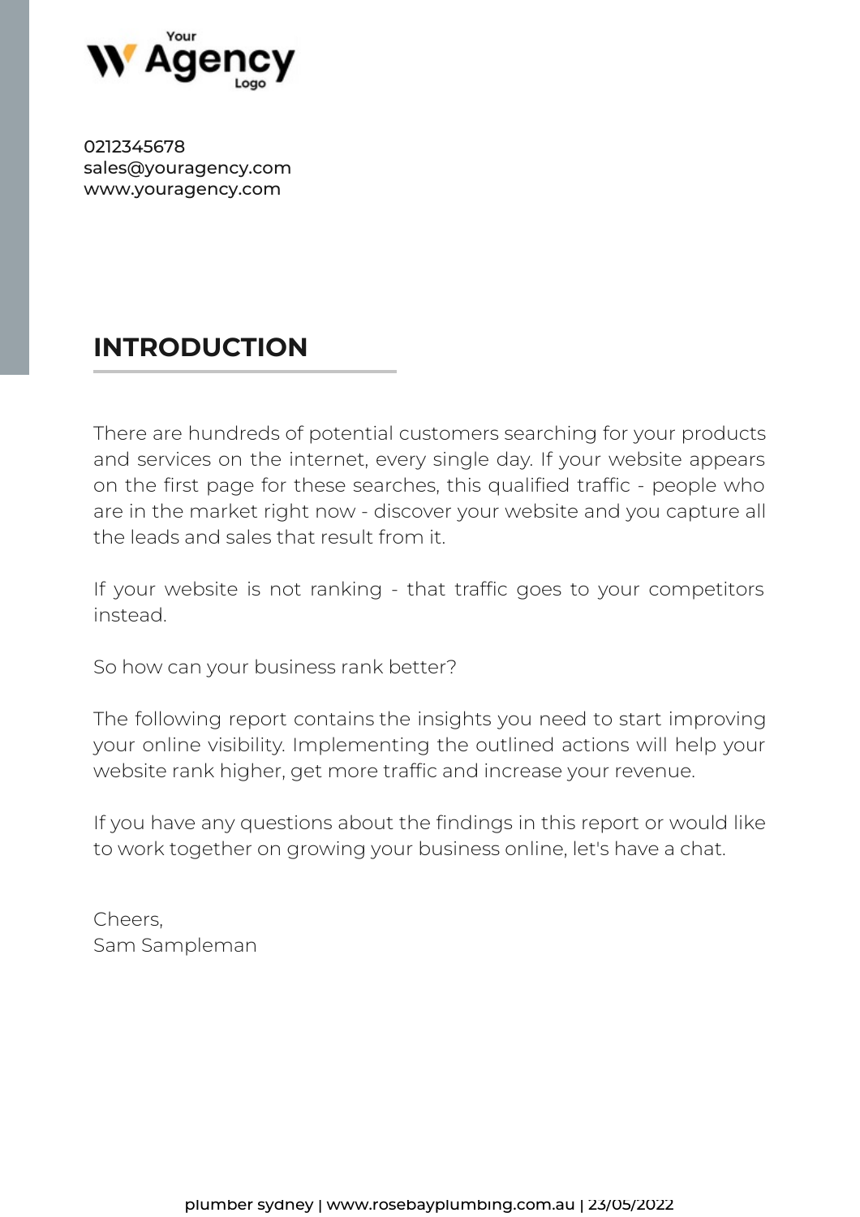0212345678
sales@youragency.com
www.youragency.com

## INTRODUCTION

There are hundreds of potential customers searching for your products and services on the internet, every single day. If your website appears on the first page for these searches, this qualified traffic - people who are in the market right now - discover your website and you capture all the leads and sales that result from it.

If your website is not ranking - that traffic goes to your competitors instead.

So how can your business rank better?

The following report contains the insights you need to start improving your online visibility. Implementing the outlined actions will help your website rank higher, get more traffic and increase your revenue.

If you have any questions about the findings in this report or would like to work together on growing your business online, let's have a chat.

Cheers,
Sam Sampleman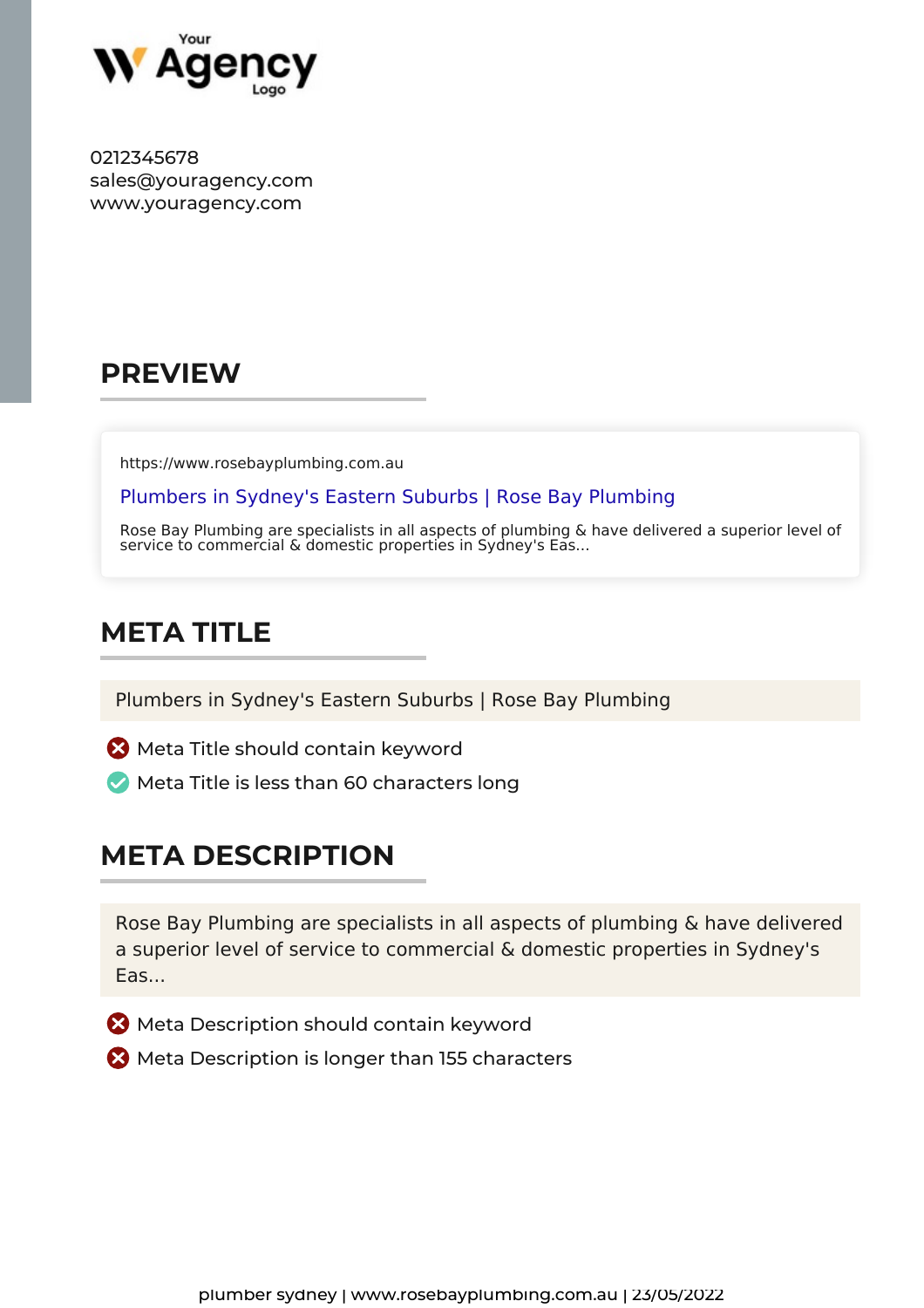Your Agency Logo

0212345678
sales@youragency.com
www.youragency.com

## PREVIEW

https://www.rosebayplumbing.com.au

Plumbers in Sydney's Eastern Suburbs | Rose Bay Plumbing

Rose Bay Plumbing are specialists in all aspects of plumbing & have delivered a superior level of service to commercial & domestic properties in Sydney's Eas...

## META TITLE

Plumbers in Sydney's Eastern Suburbs | Rose Bay Plumbing

- ✗ Meta Title should contain keyword
- ✓ Meta Title is less than 60 characters long

## META DESCRIPTION

Rose Bay Plumbing are specialists in all aspects of plumbing & have delivered a superior level of service to commercial & domestic properties in Sydney's Eas...

- ✗ Meta Description should contain keyword
- ✗ Meta Description is longer than 155 characters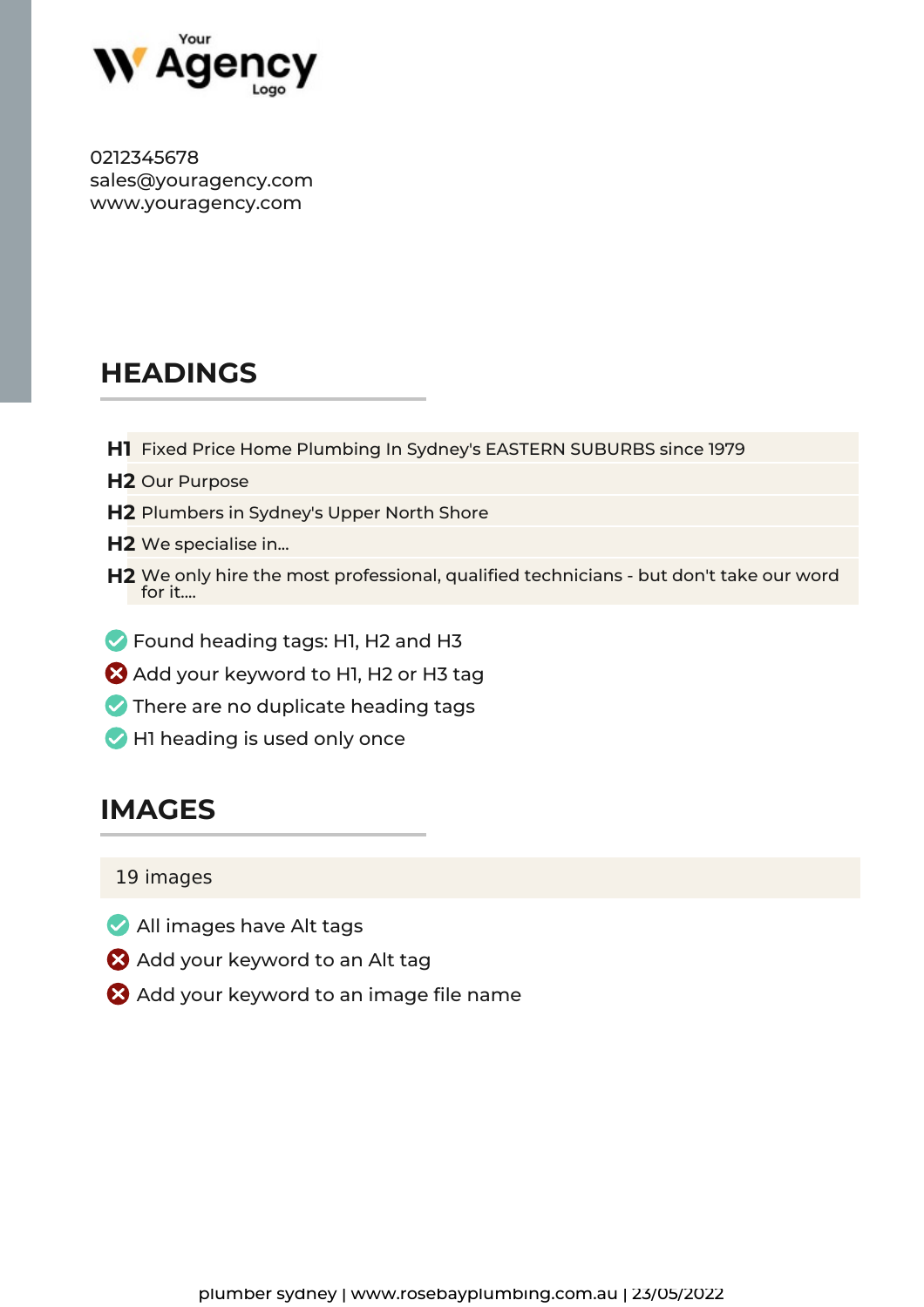0212345678
sales@youragency.com
www.youragency.com

## HEADINGS

| | |
|---|---|
| **H1** | Fixed Price Home Plumbing In Sydney's EASTERN SUBURBS since 1979 |
| **H2** | Our Purpose |
| **H2** | Plumbers in Sydney's Upper North Shore |
| **H2** | We specialise in... |
| **H2** | We only hire the most professional, qualified technicians - but don't take our word for it.... |

- ✓ Found heading tags: H1, H2 and H3
- ✗ Add your keyword to H1, H2 or H3 tag
- ✓ There are no duplicate heading tags
- ✓ H1 heading is used only once

## IMAGES

19 images

- ✓ All images have Alt tags
- ✗ Add your keyword to an Alt tag
- ✗ Add your keyword to an image file name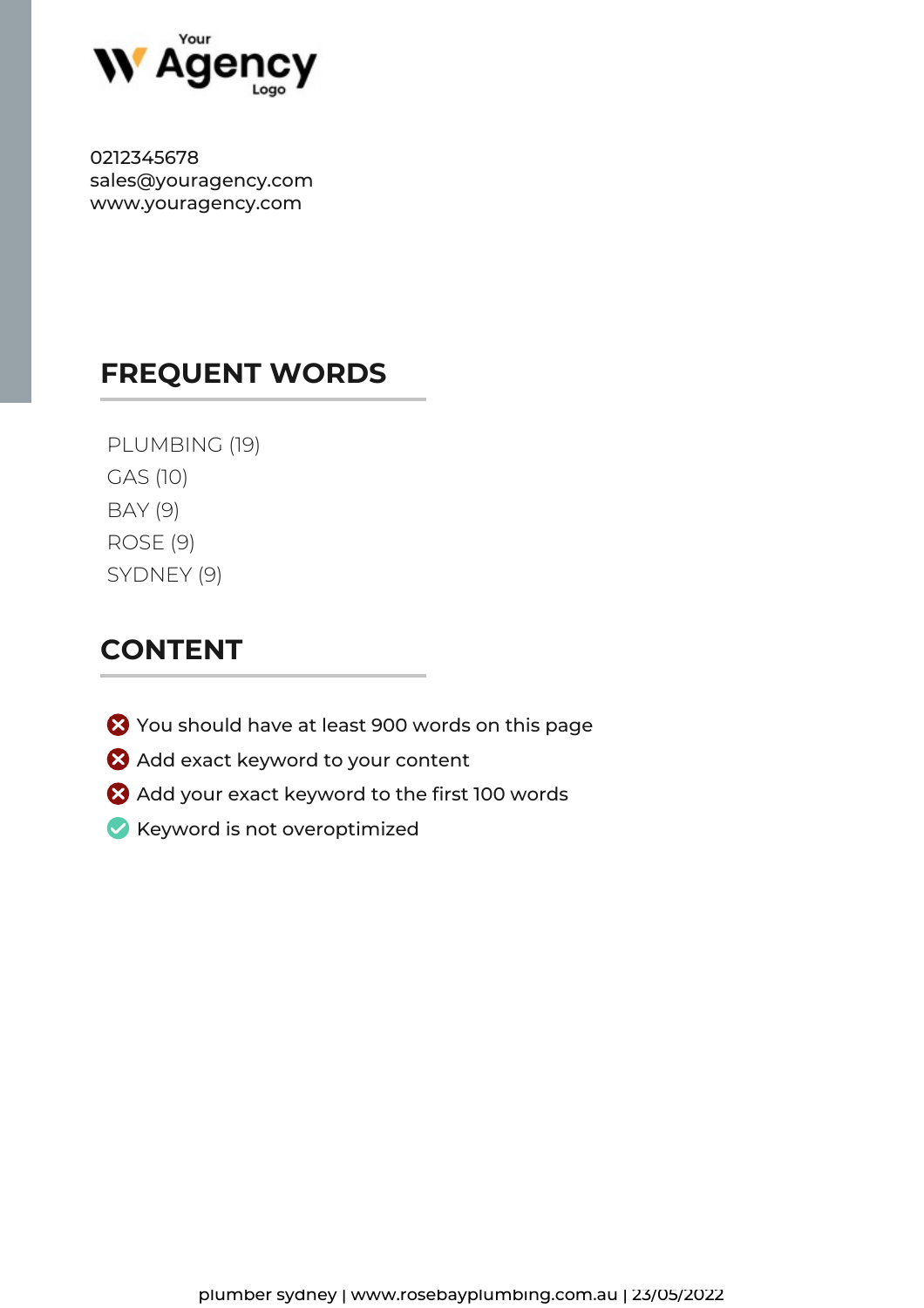0212345678
sales@youragency.com
www.youragency.com

## FREQUENT WORDS

PLUMBING (19)
GAS (10)
BAY (9)
ROSE (9)
SYDNEY (9)

## CONTENT

- ❌ You should have at least 900 words on this page
- ❌ Add exact keyword to your content
- ❌ Add your exact keyword to the first 100 words
- ✅ Keyword is not overoptimized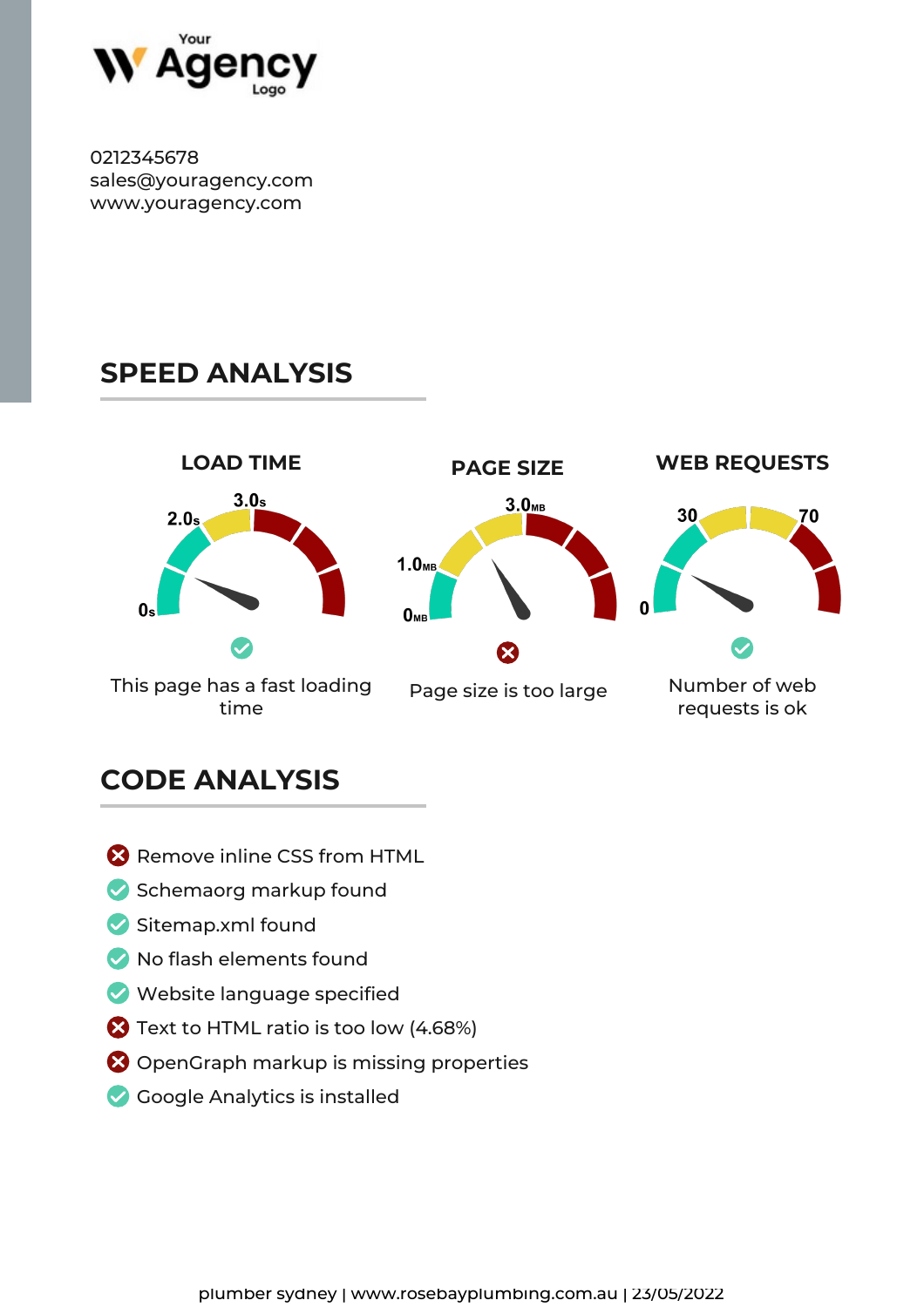Your Agency Logo

0212345678
sales@youragency.com
www.youragency.com

## SPEED ANALYSIS

### LOAD TIME

0s · 2.0s · 3.0s

✓ This page has a fast loading time

### PAGE SIZE

0MB · 1.0MB · 3.0MB

✗ Page size is too large

### WEB REQUESTS

0 · 30 · 70

✓ Number of web requests is ok

## CODE ANALYSIS

- ✗ Remove inline CSS from HTML
- ✓ Schemaorg markup found
- ✓ Sitemap.xml found
- ✓ No flash elements found
- ✓ Website language specified
- ✗ Text to HTML ratio is too low (4.68%)
- ✗ OpenGraph markup is missing properties
- ✓ Google Analytics is installed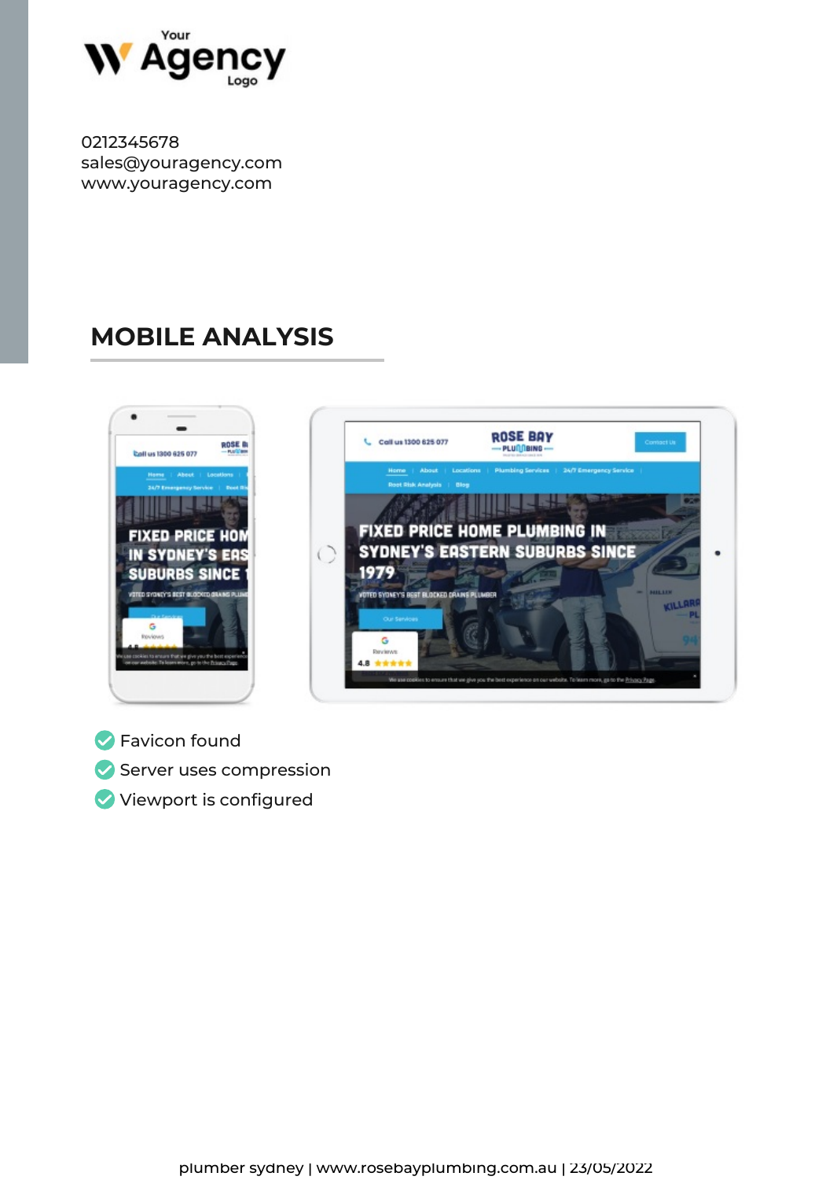Your Agency Logo

0212345678
sales@youragency.com
www.youragency.com

## MOBILE ANALYSIS

- Favicon found
- Server uses compression
- Viewport is configured

plumber sydney | www.rosebayplumbing.com.au | 23/05/2022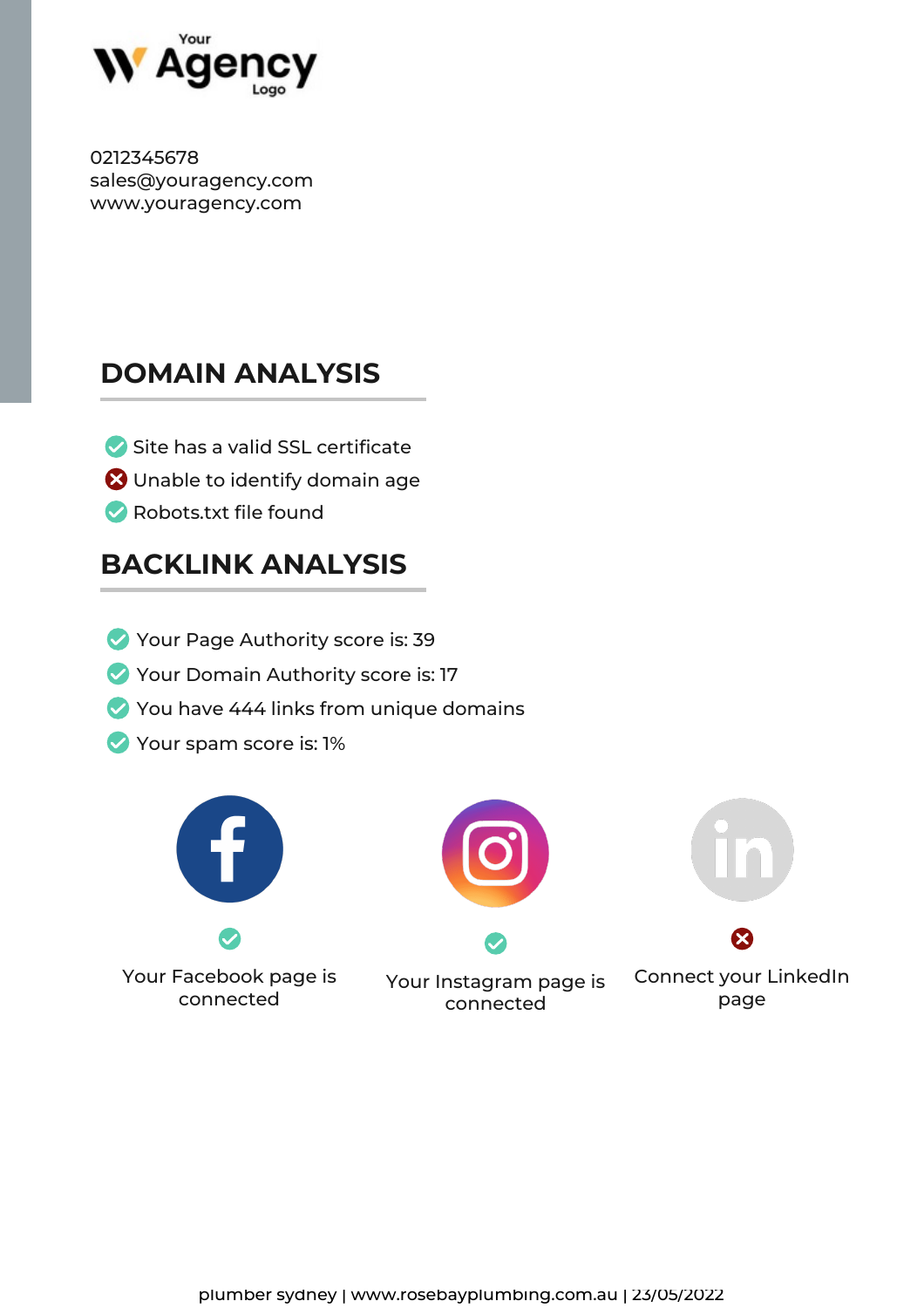0212345678
sales@youragency.com
www.youragency.com

## DOMAIN ANALYSIS

- ✅ Site has a valid SSL certificate
- ❌ Unable to identify domain age
- ✅ Robots.txt file found

## BACKLINK ANALYSIS

- ✅ Your Page Authority score is: 39
- ✅ Your Domain Authority score is: 17
- ✅ You have 444 links from unique domains
- ✅ Your spam score is: 1%

✅ Your Facebook page is connected

✅ Your Instagram page is connected

❌ Connect your LinkedIn page

plumber sydney | www.rosebayplumbing.com.au | 23/05/2022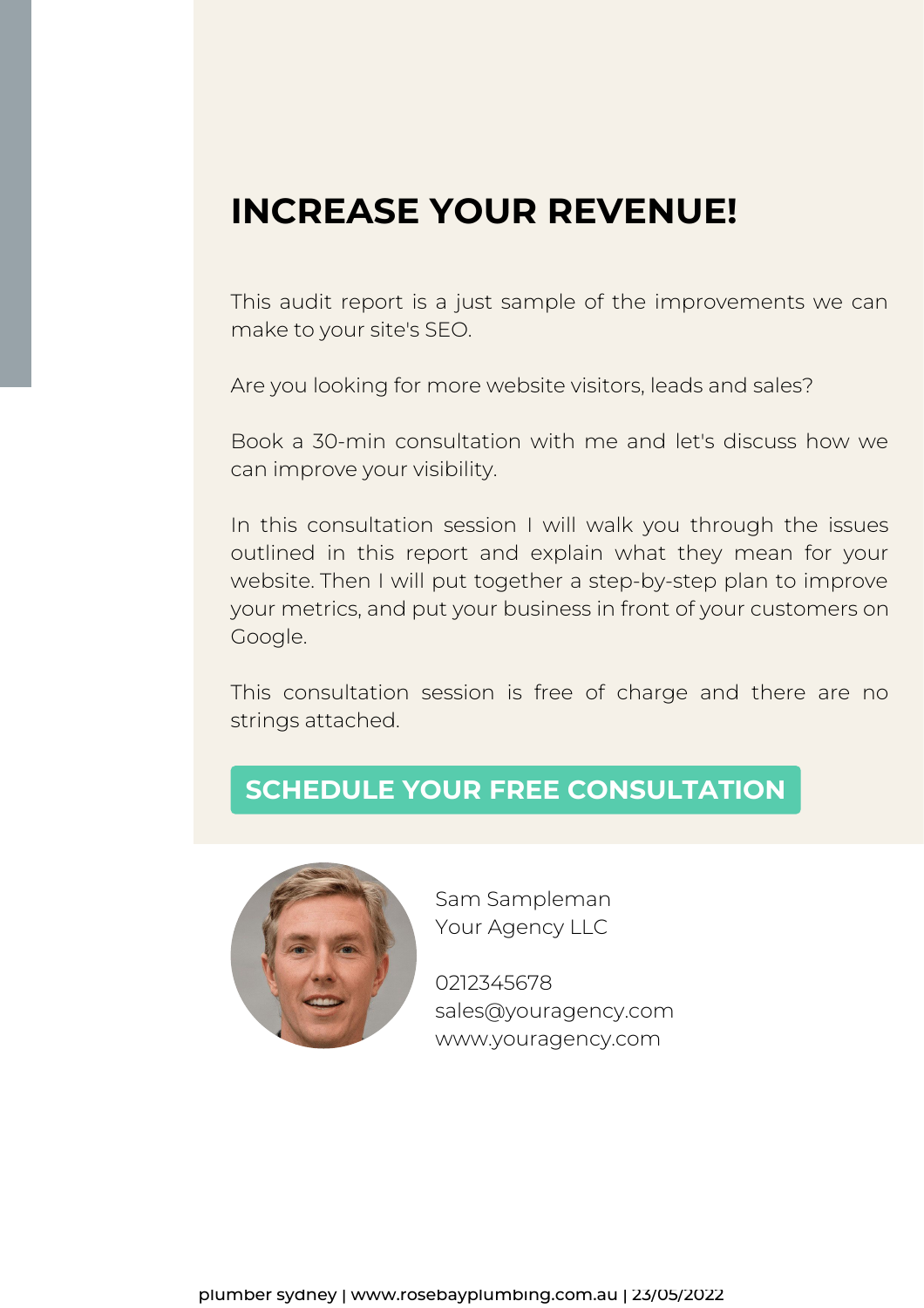# INCREASE YOUR REVENUE!

This audit report is a just sample of the improvements we can make to your site's SEO.

Are you looking for more website visitors, leads and sales?

Book a 30-min consultation with me and let's discuss how we can improve your visibility.

In this consultation session I will walk you through the issues outlined in this report and explain what they mean for your website. Then I will put together a step-by-step plan to improve your metrics, and put your business in front of your customers on Google.

This consultation session is free of charge and there are no strings attached.

**SCHEDULE YOUR FREE CONSULTATION**

Sam Sampleman
Your Agency LLC

0212345678
sales@youragency.com
www.youragency.com